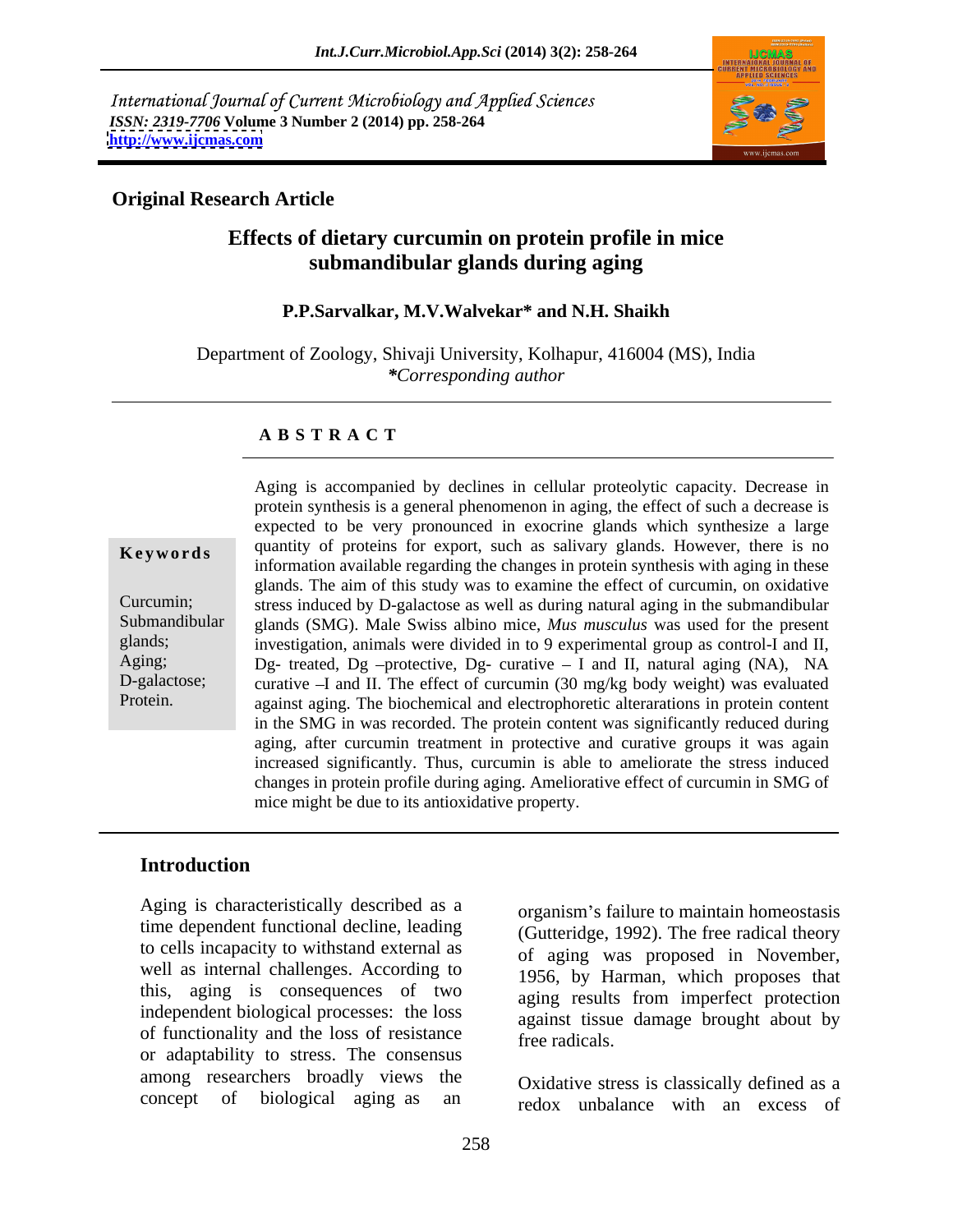International Journal of Current Microbiology and Applied Sciences
*ISSN: 2319-7706* **Volume 3 Number 2 (2014) pp. 258-264**
**http://www.ijcmas.com**

**Original Research Article**

# Effects of dietary curcumin on protein profile in mice submandibular glands during aging

**P.P.Sarvalkar, M.V.Walvekar\* and N.H. Shaikh**

Department of Zoology, Shivaji University, Kolhapur, 416004 (MS), India
*\*Corresponding author*

## ABSTRACT

**Keywords**

Curcumin; Submandibular glands; Aging; D-galactose; Protein.

Aging is accompanied by declines in cellular proteolytic capacity. Decrease in protein synthesis is a general phenomenon in aging, the effect of such a decrease is expected to be very pronounced in exocrine glands which synthesize a large quantity of proteins for export, such as salivary glands. However, there is no information available regarding the changes in protein synthesis with aging in these glands. The aim of this study was to examine the effect of curcumin, on oxidative stress induced by D-galactose as well as during natural aging in the submandibular glands (SMG). Male Swiss albino mice, *Mus musculus* was used for the present investigation, animals were divided in to 9 experimental group as control-I and II, Dg- treated, Dg –protective, Dg- curative – I and II, natural aging (NA), NA curative –I and II. The effect of curcumin (30 mg/kg body weight) was evaluated against aging. The biochemical and electrophoretic alterarations in protein content in the SMG in was recorded. The protein content was significantly reduced during aging, after curcumin treatment in protective and curative groups it was again increased significantly. Thus, curcumin is able to ameliorate the stress induced changes in protein profile during aging. Ameliorative effect of curcumin in SMG of mice might be due to its antioxidative property.

## Introduction

Aging is characteristically described as a time dependent functional decline, leading to cells incapacity to withstand external as well as internal challenges. According to this, aging is consequences of two independent biological processes: the loss of functionality and the loss of resistance or adaptability to stress. The consensus among researchers broadly views the concept of biological aging as an organism's failure to maintain homeostasis (Gutteridge, 1992). The free radical theory of aging was proposed in November, 1956, by Harman, which proposes that aging results from imperfect protection against tissue damage brought about by free radicals.

Oxidative stress is classically defined as a redox unbalance with an excess of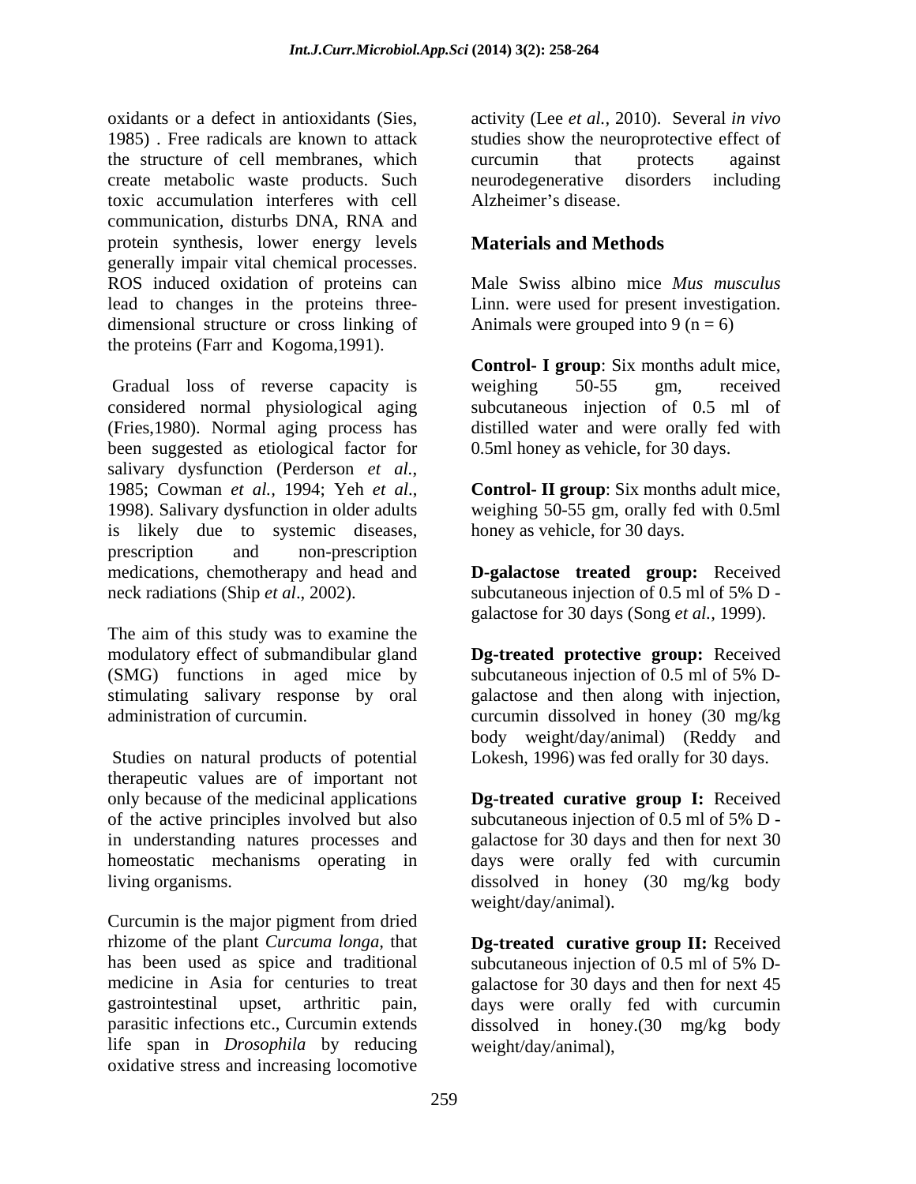oxidants or a defect in antioxidants (Sies, 1985) . Free radicals are known to attack the structure of cell membranes, which create metabolic waste products. Such toxic accumulation interferes with cell communication, disturbs DNA, RNA and protein synthesis, lower energy levels generally impair vital chemical processes. ROS induced oxidation of proteins can lead to changes in the proteins three-dimensional structure or cross linking of the proteins (Farr and Kogoma,1991).

Gradual loss of reverse capacity is considered normal physiological aging (Fries,1980). Normal aging process has been suggested as etiological factor for salivary dysfunction (Perderson *et al.,* 1985; Cowman *et al.*, 1994; Yeh *et al*., 1998). Salivary dysfunction in older adults is likely due to systemic diseases, prescription and non-prescription medications, chemotherapy and head and neck radiations (Ship *et al*., 2002).

The aim of this study was to examine the modulatory effect of submandibular gland (SMG) functions in aged mice by stimulating salivary response by oral administration of curcumin.

Studies on natural products of potential therapeutic values are of important not only because of the medicinal applications of the active principles involved but also in understanding natures processes and homeostatic mechanisms operating in living organisms.

Curcumin is the major pigment from dried rhizome of the plant *Curcuma longa,* that has been used as spice and traditional medicine in Asia for centuries to treat gastrointestinal upset, arthritic pain, parasitic infections etc., Curcumin extends life span in *Drosophila* by reducing oxidative stress and increasing locomotive activity (Lee *et al.,* 2010). Several *in vivo* studies show the neuroprotective effect of curcumin that protects against neurodegenerative disorders including Alzheimer's disease.

## Materials and Methods

Male Swiss albino mice *Mus musculus* Linn. were used for present investigation. Animals were grouped into 9 (n = 6)

**Control- I group**: Six months adult mice, weighing 50-55 gm, received subcutaneous injection of 0.5 ml of distilled water and were orally fed with 0.5ml honey as vehicle, for 30 days.

**Control- II group**: Six months adult mice, weighing 50-55 gm, orally fed with 0.5ml honey as vehicle, for 30 days.

**D-galactose treated group:** Received subcutaneous injection of 0.5 ml of 5% D - galactose for 30 days (Song *et al.,* 1999).

**Dg-treated protective group:** Received subcutaneous injection of 0.5 ml of 5% D-galactose and then along with injection, curcumin dissolved in honey (30 mg/kg body weight/day/animal) (Reddy and Lokesh, 1996) was fed orally for 30 days.

**Dg-treated curative group I:** Received subcutaneous injection of 0.5 ml of 5% D - galactose for 30 days and then for next 30 days were orally fed with curcumin dissolved in honey (30 mg/kg body weight/day/animal).

**Dg-treated curative group II:** Received subcutaneous injection of 0.5 ml of 5% D-galactose for 30 days and then for next 45 days were orally fed with curcumin dissolved in honey.(30 mg/kg body weight/day/animal),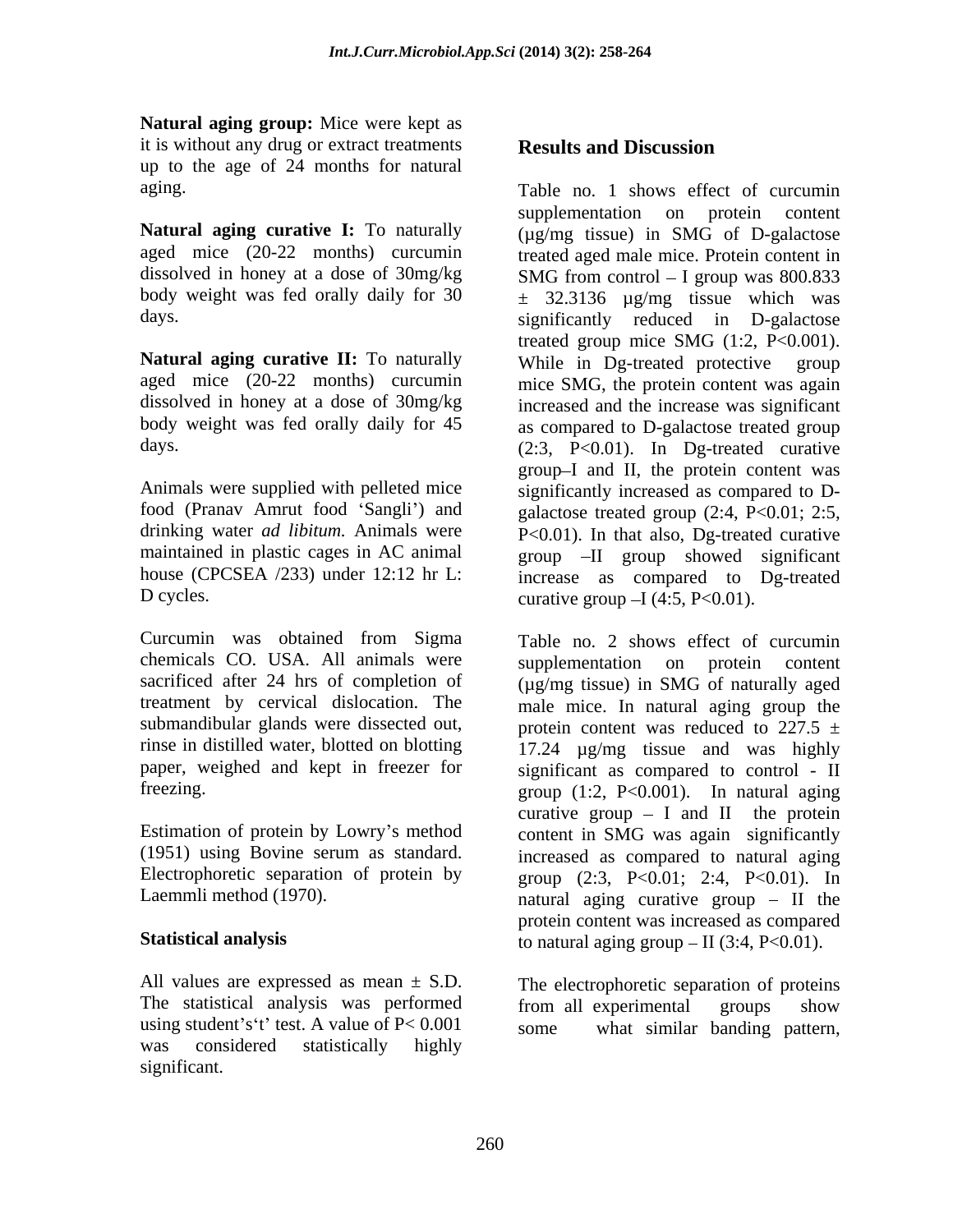**Natural aging group:** Mice were kept as it is without any drug or extract treatments up to the age of 24 months for natural aging.

**Natural aging curative I:** To naturally aged mice (20-22 months) curcumin dissolved in honey at a dose of 30mg/kg body weight was fed orally daily for 30 days.

**Natural aging curative II:** To naturally aged mice (20-22 months) curcumin dissolved in honey at a dose of 30mg/kg body weight was fed orally daily for 45 days.

Animals were supplied with pelleted mice food (Pranav Amrut food 'Sangli') and drinking water *ad libitum.* Animals were maintained in plastic cages in AC animal house (CPCSEA /233) under 12:12 hr L: D cycles.

Curcumin was obtained from Sigma chemicals CO. USA. All animals were sacrificed after 24 hrs of completion of treatment by cervical dislocation. The submandibular glands were dissected out, rinse in distilled water, blotted on blotting paper, weighed and kept in freezer for freezing.

Estimation of protein by Lowry's method (1951) using Bovine serum as standard. Electrophoretic separation of protein by Laemmli method (1970).

## Statistical analysis

All values are expressed as mean ± S.D. The statistical analysis was performed using student's't' test. A value of $P < 0.001$ was considered statistically highly significant.

## Results and Discussion

Table no. 1 shows effect of curcumin supplementation on protein content (µg/mg tissue) in SMG of D-galactose treated aged male mice. Protein content in SMG from control – I group was 800.833 ± 32.3136 µg/mg tissue which was significantly reduced in D-galactose treated group mice SMG (1:2, $P<0.001$). While in Dg-treated protective group mice SMG, the protein content was again increased and the increase was significant as compared to D-galactose treated group (2:3, $P<0.01$). In Dg-treated curative group–I and II, the protein content was significantly increased as compared to D-galactose treated group (2:4, $P<0.01$; 2:5, $P<0.01$). In that also, Dg-treated curative group –II group showed significant increase as compared to Dg-treated curative group –I (4:5, $P<0.01$).

Table no. 2 shows effect of curcumin supplementation on protein content (µg/mg tissue) in SMG of naturally aged male mice. In natural aging group the protein content was reduced to 227.5 ± 17.24 µg/mg tissue and was highly significant as compared to control - II group (1:2, $P<0.001$). In natural aging curative group – I and II the protein content in SMG was again significantly increased as compared to natural aging group (2:3, $P<0.01$; 2:4, $P<0.01$). In natural aging curative group – II the protein content was increased as compared to natural aging group – II (3:4, $P<0.01$).

The electrophoretic separation of proteins from all experimental groups show some what similar banding pattern,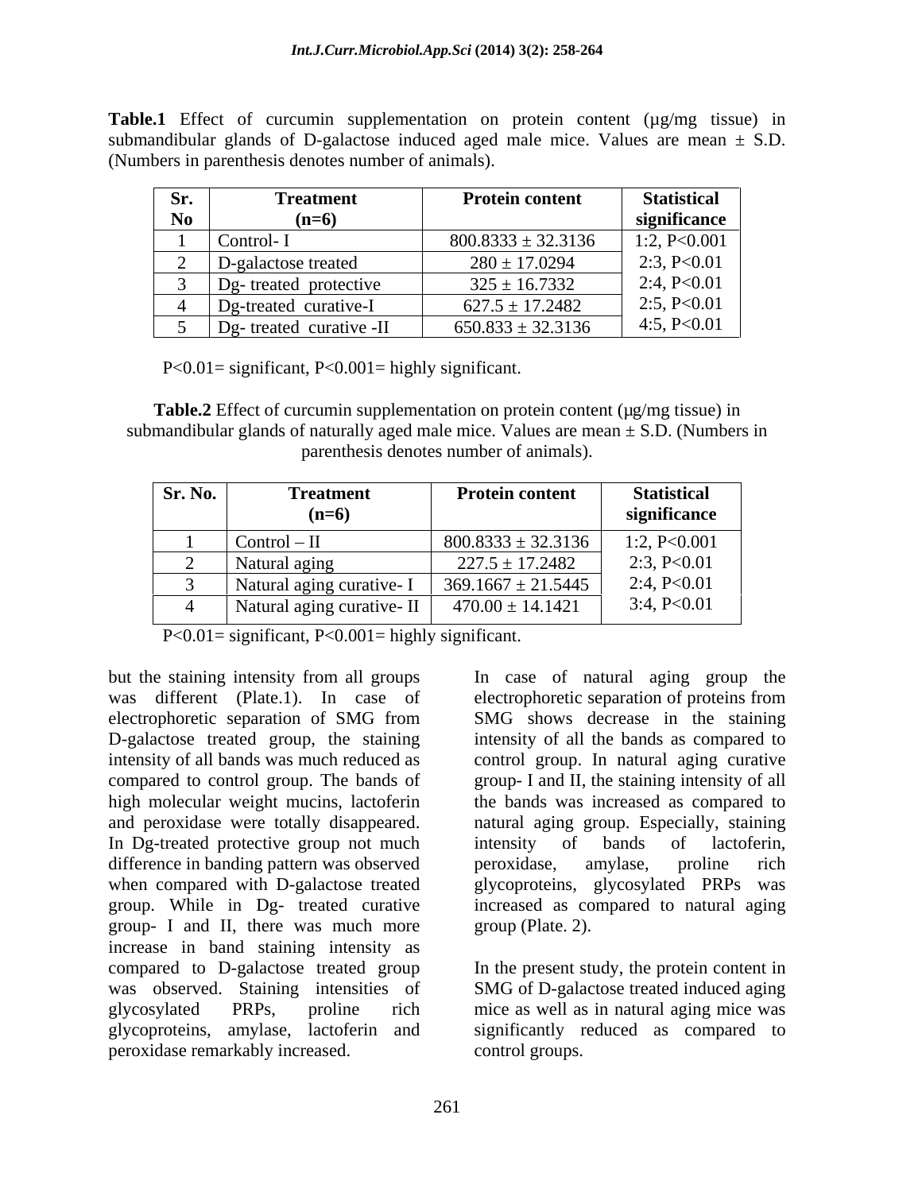**Table.1** Effect of curcumin supplementation on protein content (µg/mg tissue) in submandibular glands of D-galactose induced aged male mice. Values are mean ± S.D. (Numbers in parenthesis denotes number of animals).

| Sr. No | Treatment (n=6) | Protein content | Statistical significance |
|---|---|---|---|
| 1 | Control- I | 800.8333 ± 32.3136 | 1:2, P<0.001 |
| 2 | D-galactose treated | 280 ± 17.0294 | 2:3, P<0.01 |
| 3 | Dg- treated protective | 325 ± 16.7332 | 2:4, P<0.01 |
| 4 | Dg-treated curative-I | 627.5 ± 17.2482 | 2:5, P<0.01 |
| 5 | Dg- treated curative -II | 650.833 ± 32.3136 | 4:5, P<0.01 |

P<0.01= significant, P<0.001= highly significant.

**Table.2** Effect of curcumin supplementation on protein content (µg/mg tissue) in submandibular glands of naturally aged male mice. Values are mean ± S.D. (Numbers in parenthesis denotes number of animals).

| Sr. No. | Treatment (n=6) | Protein content | Statistical significance |
|---|---|---|---|
| 1 | Control – II | 800.8333 ± 32.3136 | 1:2, P<0.001 |
| 2 | Natural aging | 227.5 ± 17.2482 | 2:3, P<0.01 |
| 3 | Natural aging curative- I | 369.1667 ± 21.5445 | 2:4, P<0.01 |
| 4 | Natural aging curative- II | 470.00 ± 14.1421 | 3:4, P<0.01 |

P<0.01= significant, P<0.001= highly significant.

but the staining intensity from all groups was different (Plate.1). In case of electrophoretic separation of SMG from D-galactose treated group, the staining intensity of all bands was much reduced as compared to control group. The bands of high molecular weight mucins, lactoferin and peroxidase were totally disappeared. In Dg-treated protective group not much difference in banding pattern was observed when compared with D-galactose treated group. While in Dg- treated curative group- I and II, there was much more increase in band staining intensity as compared to D-galactose treated group was observed. Staining intensities of glycosylated PRPs, proline rich glycoproteins, amylase, lactoferin and peroxidase remarkably increased.

In case of natural aging group the electrophoretic separation of proteins from SMG shows decrease in the staining intensity of all the bands as compared to control group. In natural aging curative group- I and II, the staining intensity of all the bands was increased as compared to natural aging group. Especially, staining intensity of bands of lactoferin, peroxidase, amylase, proline rich glycoproteins, glycosylated PRPs was increased as compared to natural aging group (Plate. 2).

In the present study, the protein content in SMG of D-galactose treated induced aging mice as well as in natural aging mice was significantly reduced as compared to control groups.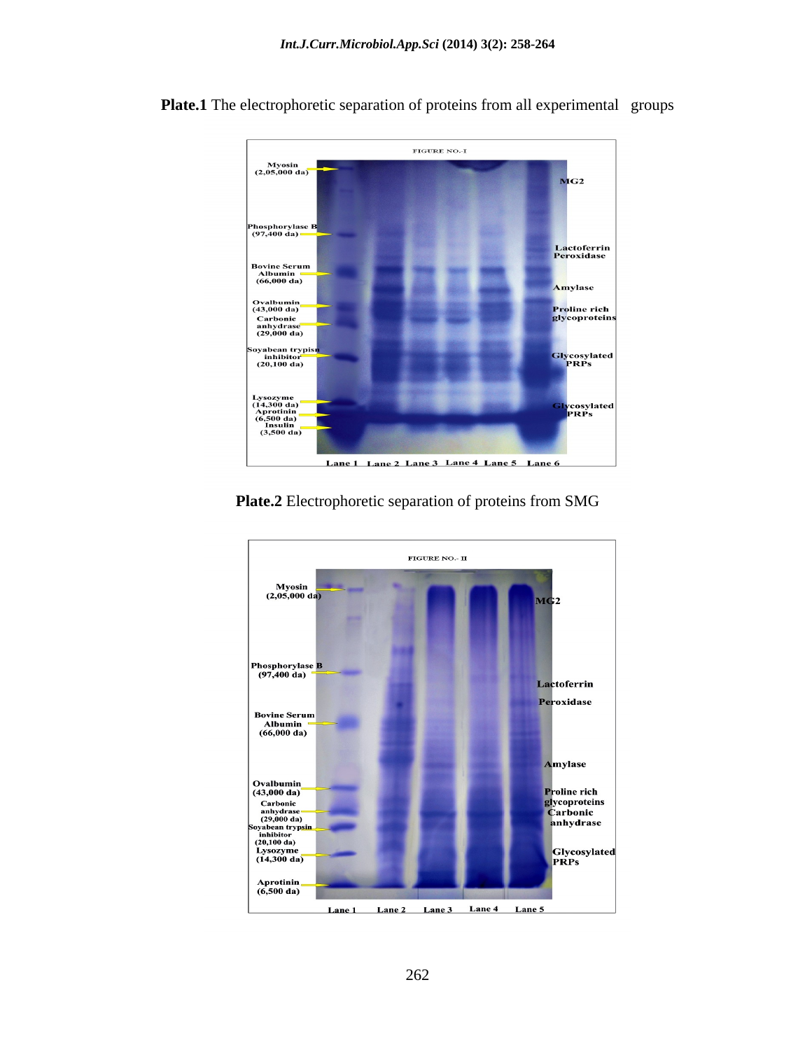**Plate.1** The electrophoretic separation of proteins from all experimental groups

**Plate.2** Electrophoretic separation of proteins from SMG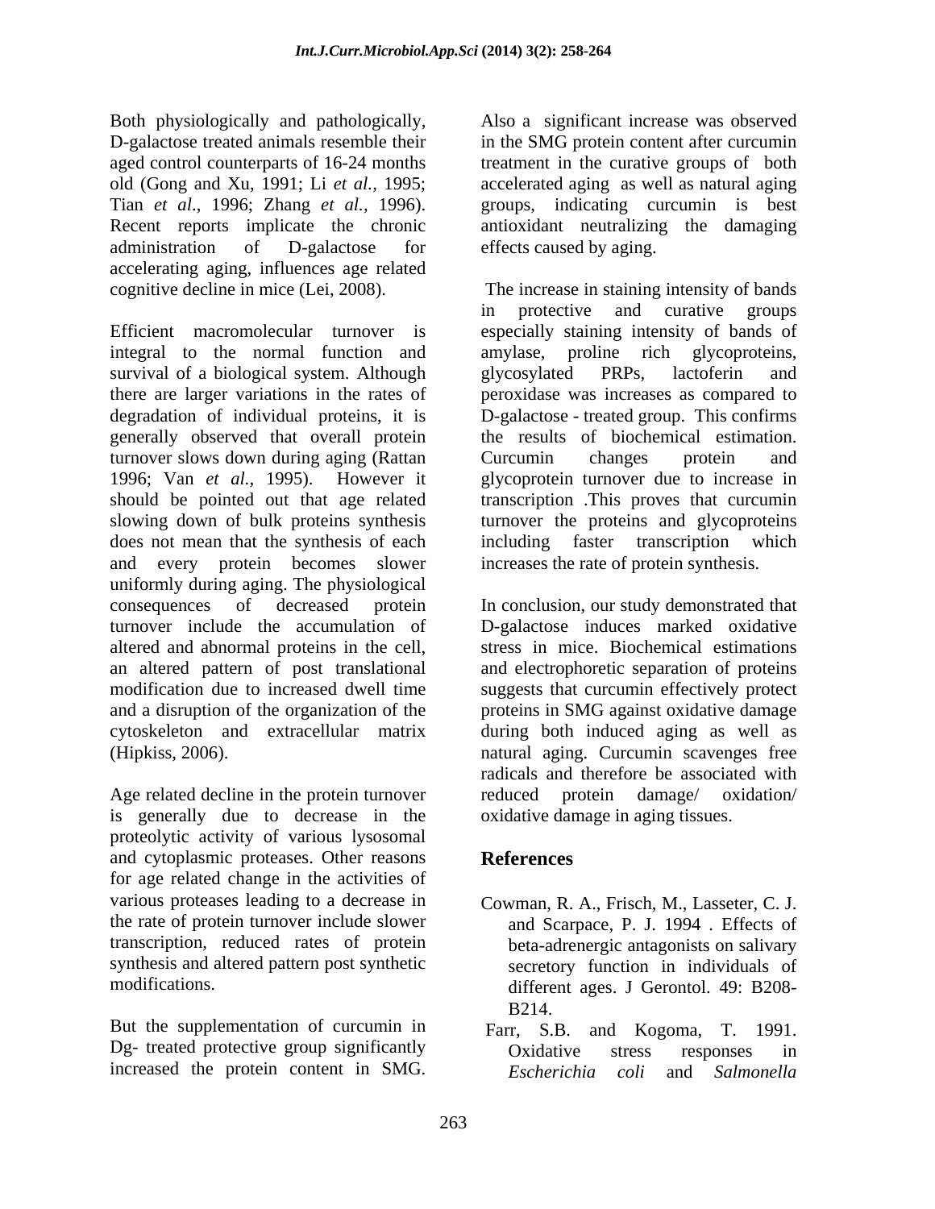Both physiologically and pathologically, D-galactose treated animals resemble their aged control counterparts of 16-24 months old (Gong and Xu, 1991; Li *et al.*, 1995; Tian *et al*., 1996; Zhang *et al.,* 1996). Recent reports implicate the chronic administration of D-galactose for accelerating aging, influences age related cognitive decline in mice (Lei, 2008).

Efficient macromolecular turnover is integral to the normal function and survival of a biological system. Although there are larger variations in the rates of degradation of individual proteins, it is generally observed that overall protein turnover slows down during aging (Rattan 1996; Van *et al.*, 1995). However it should be pointed out that age related slowing down of bulk proteins synthesis does not mean that the synthesis of each and every protein becomes slower uniformly during aging. The physiological consequences of decreased protein turnover include the accumulation of altered and abnormal proteins in the cell, an altered pattern of post translational modification due to increased dwell time and a disruption of the organization of the cytoskeleton and extracellular matrix (Hipkiss, 2006).

Age related decline in the protein turnover is generally due to decrease in the proteolytic activity of various lysosomal and cytoplasmic proteases. Other reasons for age related change in the activities of various proteases leading to a decrease in the rate of protein turnover include slower transcription, reduced rates of protein synthesis and altered pattern post synthetic modifications.

But the supplementation of curcumin in Dg- treated protective group significantly increased the protein content in SMG. Also a significant increase was observed in the SMG protein content after curcumin treatment in the curative groups of both accelerated aging as well as natural aging groups, indicating curcumin is best antioxidant neutralizing the damaging effects caused by aging.

The increase in staining intensity of bands in protective and curative groups especially staining intensity of bands of amylase, proline rich glycoproteins, glycosylated PRPs, lactoferin and peroxidase was increases as compared to D-galactose - treated group. This confirms the results of biochemical estimation. Curcumin changes protein and glycoprotein turnover due to increase in transcription .This proves that curcumin turnover the proteins and glycoproteins including faster transcription which increases the rate of protein synthesis.

In conclusion, our study demonstrated that D-galactose induces marked oxidative stress in mice. Biochemical estimations and electrophoretic separation of proteins suggests that curcumin effectively protect proteins in SMG against oxidative damage during both induced aging as well as natural aging. Curcumin scavenges free radicals and therefore be associated with reduced protein damage/ oxidation/ oxidative damage in aging tissues.

## References

Cowman, R. A., Frisch, M., Lasseter, C. J. and Scarpace, P. J. 1994 . Effects of beta-adrenergic antagonists on salivary secretory function in individuals of different ages. J Gerontol. 49: B208-B214.

Farr, S.B. and Kogoma, T. 1991. Oxidative stress responses in *Escherichia coli* and *Salmonella*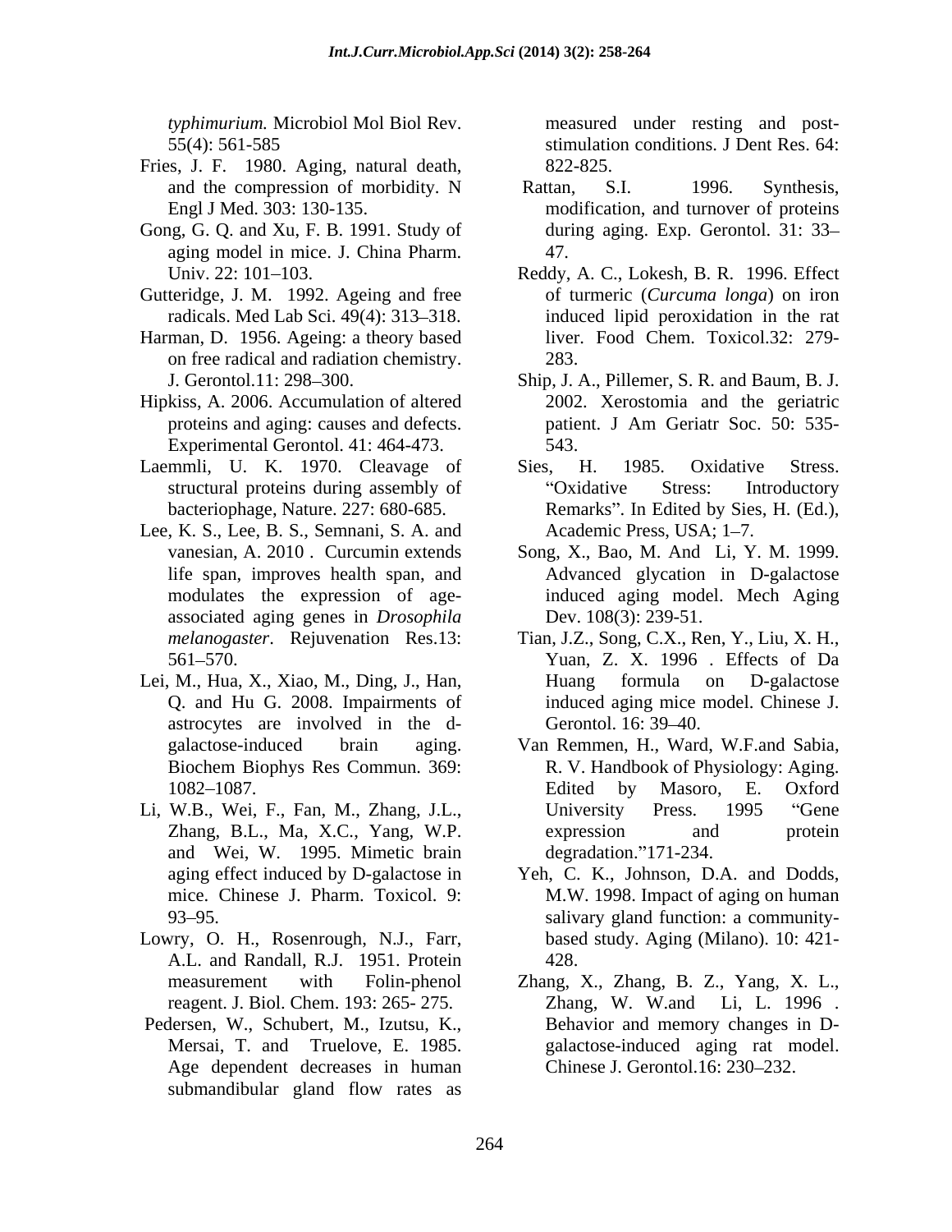*typhimurium.* Microbiol Mol Biol Rev. 55(4): 561-585

Fries, J. F. 1980. Aging, natural death, and the compression of morbidity. N Engl J Med. 303: 130-135.

Gong, G. Q. and Xu, F. B. 1991. Study of aging model in mice. J. China Pharm. Univ. 22: 101–103.

Gutteridge, J. M. 1992. Ageing and free radicals. Med Lab Sci. 49(4): 313–318.

Harman, D. 1956. Ageing: a theory based on free radical and radiation chemistry. J. Gerontol.11: 298–300.

Hipkiss, A. 2006. Accumulation of altered proteins and aging: causes and defects. Experimental Gerontol. 41: 464-473.

Laemmli, U. K. 1970. Cleavage of structural proteins during assembly of bacteriophage, Nature. 227: 680-685.

Lee, K. S., Lee, B. S., Semnani, S. A. and vanesian, A. 2010 . Curcumin extends life span, improves health span, and modulates the expression of age-associated aging genes in *Drosophila melanogaster*. Rejuvenation Res.13: 561–570.

Lei, M., Hua, X., Xiao, M., Ding, J., Han, Q. and Hu G. 2008. Impairments of astrocytes are involved in the d-galactose-induced brain aging. Biochem Biophys Res Commun. 369: 1082–1087.

Li, W.B., Wei, F., Fan, M., Zhang, J.L., Zhang, B.L., Ma, X.C., Yang, W.P. and Wei, W. 1995. Mimetic brain aging effect induced by D-galactose in mice. Chinese J. Pharm. Toxicol. 9: 93–95.

Lowry, O. H., Rosenrough, N.J., Farr, A.L. and Randall, R.J. 1951. Protein measurement with Folin-phenol reagent. J. Biol. Chem. 193: 265- 275.

Pedersen, W., Schubert, M., Izutsu, K., Mersai, T. and Truelove, E. 1985. Age dependent decreases in human submandibular gland flow rates as measured under resting and post-stimulation conditions. J Dent Res. 64: 822-825.

Rattan, S.I. 1996. Synthesis, modification, and turnover of proteins during aging. Exp. Gerontol. 31: 33–47.

Reddy, A. C., Lokesh, B. R. 1996. Effect of turmeric (*Curcuma longa*) on iron induced lipid peroxidation in the rat liver. Food Chem. Toxicol.32: 279-283.

Ship, J. A., Pillemer, S. R. and Baum, B. J. 2002. Xerostomia and the geriatric patient. J Am Geriatr Soc. 50: 535-543.

Sies, H. 1985. Oxidative Stress. "Oxidative Stress: Introductory Remarks". In Edited by Sies, H. (Ed.), Academic Press, USA; 1–7.

Song, X., Bao, M. And Li, Y. M. 1999. Advanced glycation in D-galactose induced aging model. Mech Aging Dev. 108(3): 239-51.

Tian, J.Z., Song, C.X., Ren, Y., Liu, X. H., Yuan, Z. X. 1996 . Effects of Da Huang formula on D-galactose induced aging mice model. Chinese J. Gerontol. 16: 39–40.

Van Remmen, H., Ward, W.F.and Sabia, R. V. Handbook of Physiology: Aging. Edited by Masoro, E. Oxford University Press. 1995 "Gene expression and protein degradation."171-234.

Yeh, C. K., Johnson, D.A. and Dodds, M.W. 1998. Impact of aging on human salivary gland function: a community-based study. Aging (Milano). 10: 421-428.

Zhang, X., Zhang, B. Z., Yang, X. L., Zhang, W. W.and Li, L. 1996 . Behavior and memory changes in D-galactose-induced aging rat model. Chinese J. Gerontol.16: 230–232.